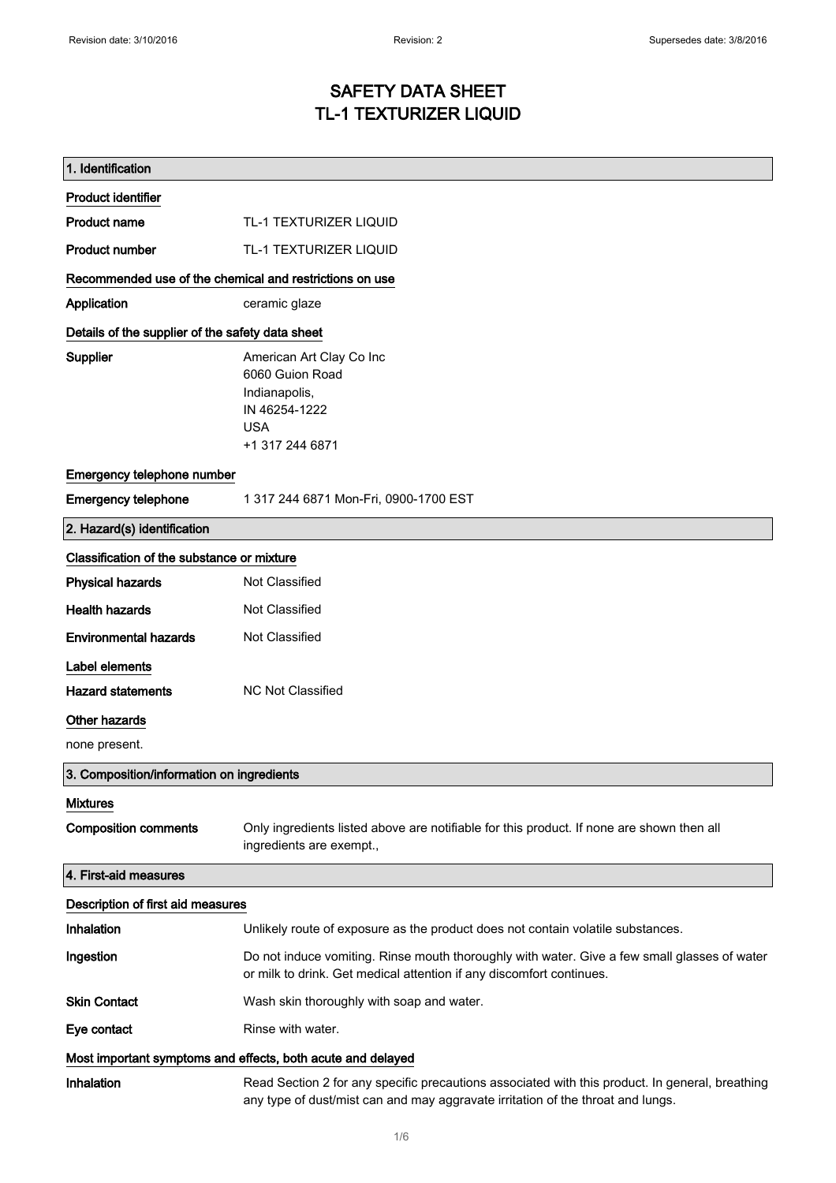# SAFETY DATA SHEET
# TL-1 TEXTURIZER LIQUID

## 1. Identification

### Product identifier

**Product name** TL-1 TEXTURIZER LIQUID

**Product number** TL-1 TEXTURIZER LIQUID

### Recommended use of the chemical and restrictions on use

**Application** ceramic glaze

### Details of the supplier of the safety data sheet

**Supplier**
American Art Clay Co Inc
6060 Guion Road
Indianapolis,
IN 46254-1222
USA
+1 317 244 6871

### Emergency telephone number

**Emergency telephone** 1 317 244 6871 Mon-Fri, 0900-1700 EST

## 2. Hazard(s) identification

### Classification of the substance or mixture

**Physical hazards** Not Classified

**Health hazards** Not Classified

**Environmental hazards** Not Classified

### Label elements

**Hazard statements** NC Not Classified

### Other hazards

none present.

## 3. Composition/information on ingredients

### Mixtures

**Composition comments** Only ingredients listed above are notifiable for this product. If none are shown then all ingredients are exempt.,

## 4. First-aid measures

### Description of first aid measures

**Inhalation** Unlikely route of exposure as the product does not contain volatile substances.

**Ingestion** Do not induce vomiting. Rinse mouth thoroughly with water. Give a few small glasses of water or milk to drink. Get medical attention if any discomfort continues.

**Skin Contact** Wash skin thoroughly with soap and water.

**Eye contact** Rinse with water.

### Most important symptoms and effects, both acute and delayed

**Inhalation** Read Section 2 for any specific precautions associated with this product. In general, breathing any type of dust/mist can and may aggravate irritation of the throat and lungs.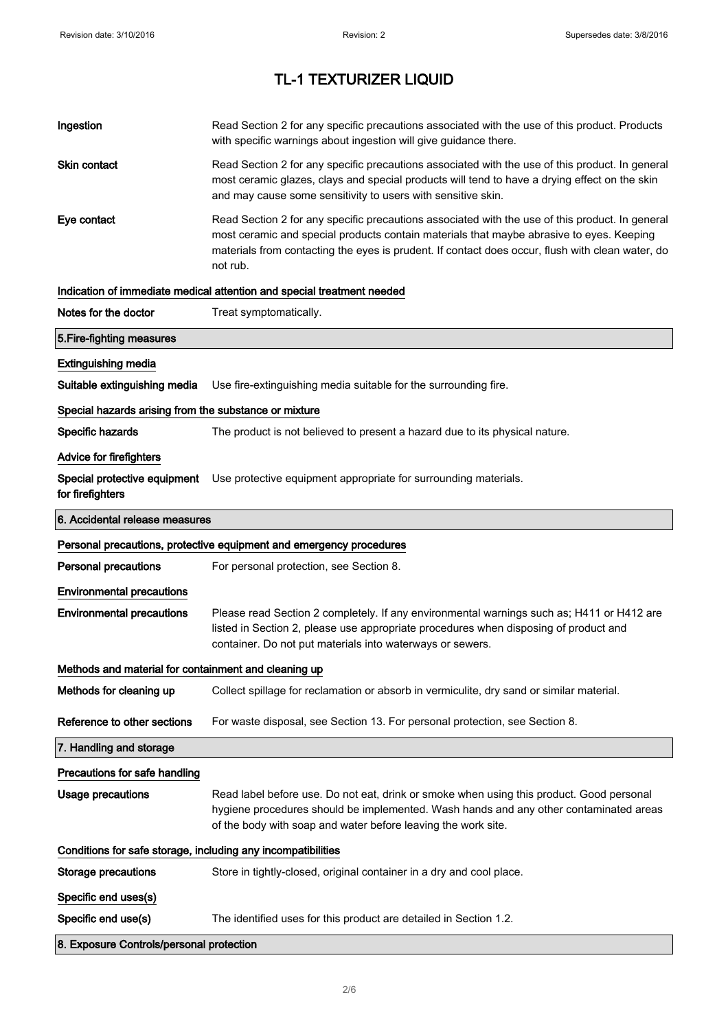# TL-1 TEXTURIZER LIQUID

| | |
|---|---|
| **Ingestion** | Read Section 2 for any specific precautions associated with the use of this product. Products with specific warnings about ingestion will give guidance there. |
| **Skin contact** | Read Section 2 for any specific precautions associated with the use of this product. In general most ceramic glazes, clays and special products will tend to have a drying effect on the skin and may cause some sensitivity to users with sensitive skin. |
| **Eye contact** | Read Section 2 for any specific precautions associated with the use of this product. In general most ceramic and special products contain materials that maybe abrasive to eyes. Keeping materials from contacting the eyes is prudent. If contact does occur, flush with clean water, do not rub. |

**Indication of immediate medical attention and special treatment needed**

| | |
|---|---|
| **Notes for the doctor** | Treat symptomatically. |

## 5.Fire-fighting measures

**Extinguishing media**

| | |
|---|---|
| **Suitable extinguishing media** | Use fire-extinguishing media suitable for the surrounding fire. |

**Special hazards arising from the substance or mixture**

| | |
|---|---|
| **Specific hazards** | The product is not believed to present a hazard due to its physical nature. |

**Advice for firefighters**

| | |
|---|---|
| **Special protective equipment for firefighters** | Use protective equipment appropriate for surrounding materials. |

## 6. Accidental release measures

**Personal precautions, protective equipment and emergency procedures**

| | |
|---|---|
| **Personal precautions** | For personal protection, see Section 8. |

**Environmental precautions**

| | |
|---|---|
| **Environmental precautions** | Please read Section 2 completely. If any environmental warnings such as; H411 or H412 are listed in Section 2, please use appropriate procedures when disposing of product and container. Do not put materials into waterways or sewers. |

**Methods and material for containment and cleaning up**

| | |
|---|---|
| **Methods for cleaning up** | Collect spillage for reclamation or absorb in vermiculite, dry sand or similar material. |
| **Reference to other sections** | For waste disposal, see Section 13. For personal protection, see Section 8. |

## 7. Handling and storage

**Precautions for safe handling**

| | |
|---|---|
| **Usage precautions** | Read label before use. Do not eat, drink or smoke when using this product. Good personal hygiene procedures should be implemented. Wash hands and any other contaminated areas of the body with soap and water before leaving the work site. |

**Conditions for safe storage, including any incompatibilities**

| | |
|---|---|
| **Storage precautions** | Store in tightly-closed, original container in a dry and cool place. |

**Specific end uses(s)**

| | |
|---|---|
| **Specific end use(s)** | The identified uses for this product are detailed in Section 1.2. |

## 8. Exposure Controls/personal protection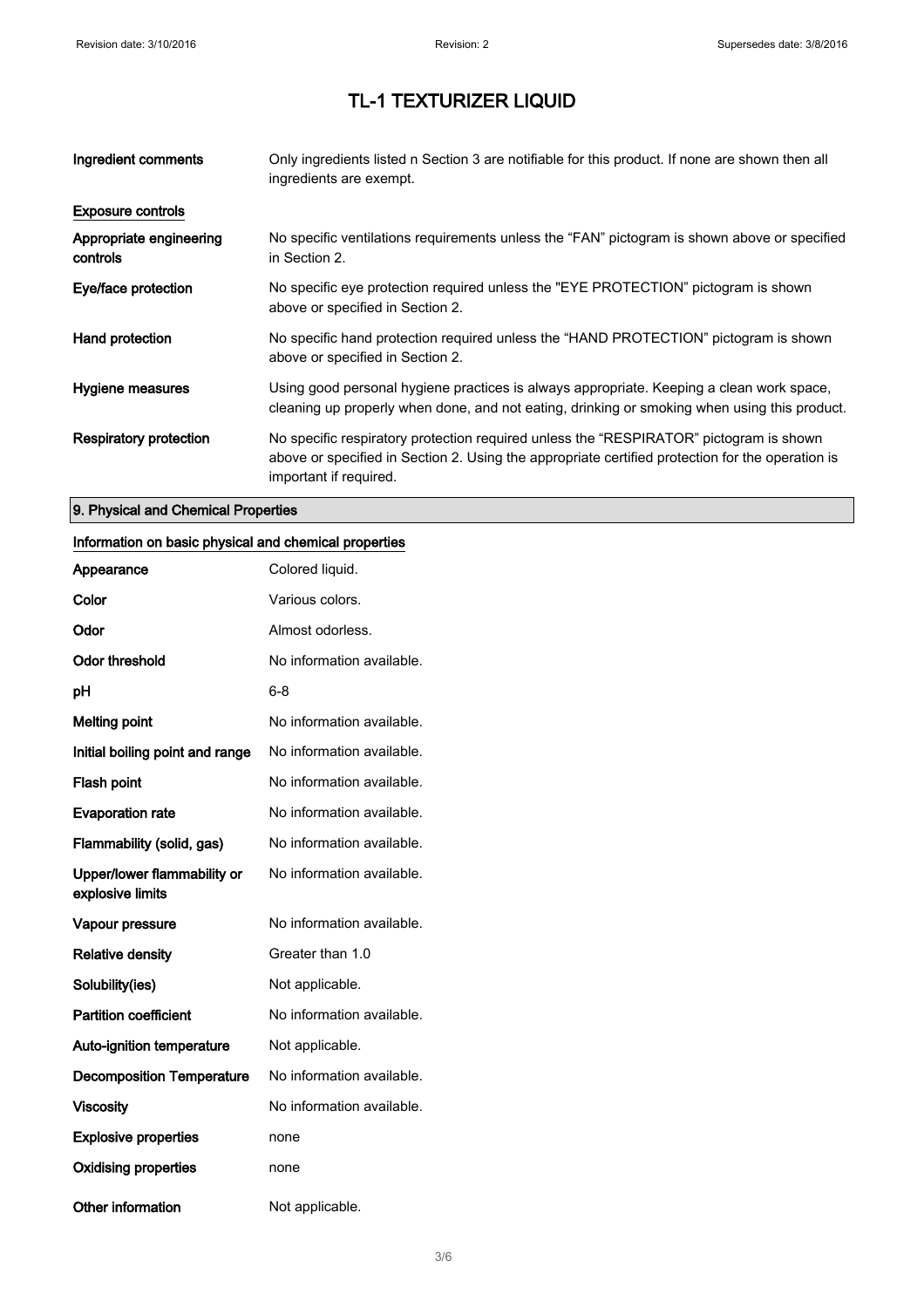# TL-1 TEXTURIZER LIQUID

| | |
|---|---|
| **Ingredient comments** | Only ingredients listed n Section 3 are notifiable for this product. If none are shown then all ingredients are exempt. |

**Exposure controls**

| | |
|---|---|
| **Appropriate engineering controls** | No specific ventilations requirements unless the "FAN" pictogram is shown above or specified in Section 2. |
| **Eye/face protection** | No specific eye protection required unless the "EYE PROTECTION" pictogram is shown above or specified in Section 2. |
| **Hand protection** | No specific hand protection required unless the "HAND PROTECTION" pictogram is shown above or specified in Section 2. |
| **Hygiene measures** | Using good personal hygiene practices is always appropriate. Keeping a clean work space, cleaning up properly when done, and not eating, drinking or smoking when using this product. |
| **Respiratory protection** | No specific respiratory protection required unless the "RESPIRATOR" pictogram is shown above or specified in Section 2. Using the appropriate certified protection for the operation is important if required. |

## 9. Physical and Chemical Properties

**Information on basic physical and chemical properties**

| | |
|---|---|
| **Appearance** | Colored liquid. |
| **Color** | Various colors. |
| **Odor** | Almost odorless. |
| **Odor threshold** | No information available. |
| **pH** | 6-8 |
| **Melting point** | No information available. |
| **Initial boiling point and range** | No information available. |
| **Flash point** | No information available. |
| **Evaporation rate** | No information available. |
| **Flammability (solid, gas)** | No information available. |
| **Upper/lower flammability or explosive limits** | No information available. |
| **Vapour pressure** | No information available. |
| **Relative density** | Greater than 1.0 |
| **Solubility(ies)** | Not applicable. |
| **Partition coefficient** | No information available. |
| **Auto-ignition temperature** | Not applicable. |
| **Decomposition Temperature** | No information available. |
| **Viscosity** | No information available. |
| **Explosive properties** | none |
| **Oxidising properties** | none |
| **Other information** | Not applicable. |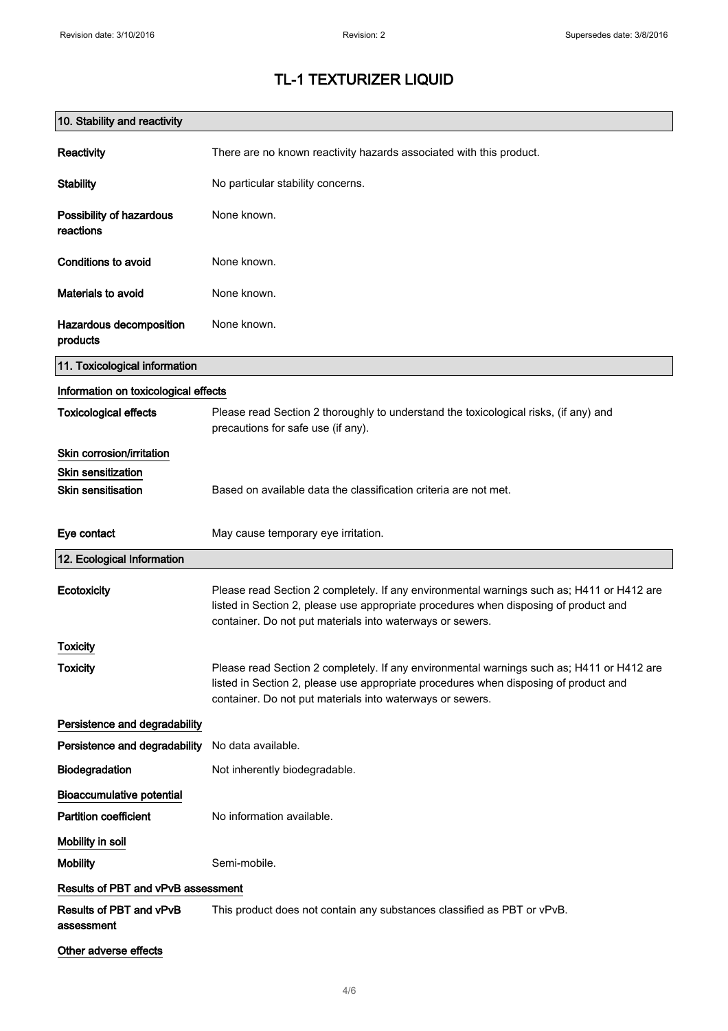# TL-1 TEXTURIZER LIQUID

## 10. Stability and reactivity

**Reactivity** There are no known reactivity hazards associated with this product.

**Stability** No particular stability concerns.

**Possibility of hazardous reactions** None known.

**Conditions to avoid** None known.

**Materials to avoid** None known.

**Hazardous decomposition products** None known.

## 11. Toxicological information

### Information on toxicological effects

**Toxicological effects** Please read Section 2 thoroughly to understand the toxicological risks, (if any) and precautions for safe use (if any).

### Skin corrosion/irritation

### Skin sensitization

**Skin sensitisation** Based on available data the classification criteria are not met.

**Eye contact** May cause temporary eye irritation.

## 12. Ecological Information

**Ecotoxicity** Please read Section 2 completely. If any environmental warnings such as; H411 or H412 are listed in Section 2, please use appropriate procedures when disposing of product and container. Do not put materials into waterways or sewers.

### Toxicity

**Toxicity** Please read Section 2 completely. If any environmental warnings such as; H411 or H412 are listed in Section 2, please use appropriate procedures when disposing of product and container. Do not put materials into waterways or sewers.

### Persistence and degradability

**Persistence and degradability** No data available.

**Biodegradation** Not inherently biodegradable.

### Bioaccumulative potential

**Partition coefficient** No information available.

### Mobility in soil

**Mobility** Semi-mobile.

### Results of PBT and vPvB assessment

**Results of PBT and vPvB assessment** This product does not contain any substances classified as PBT or vPvB.

### Other adverse effects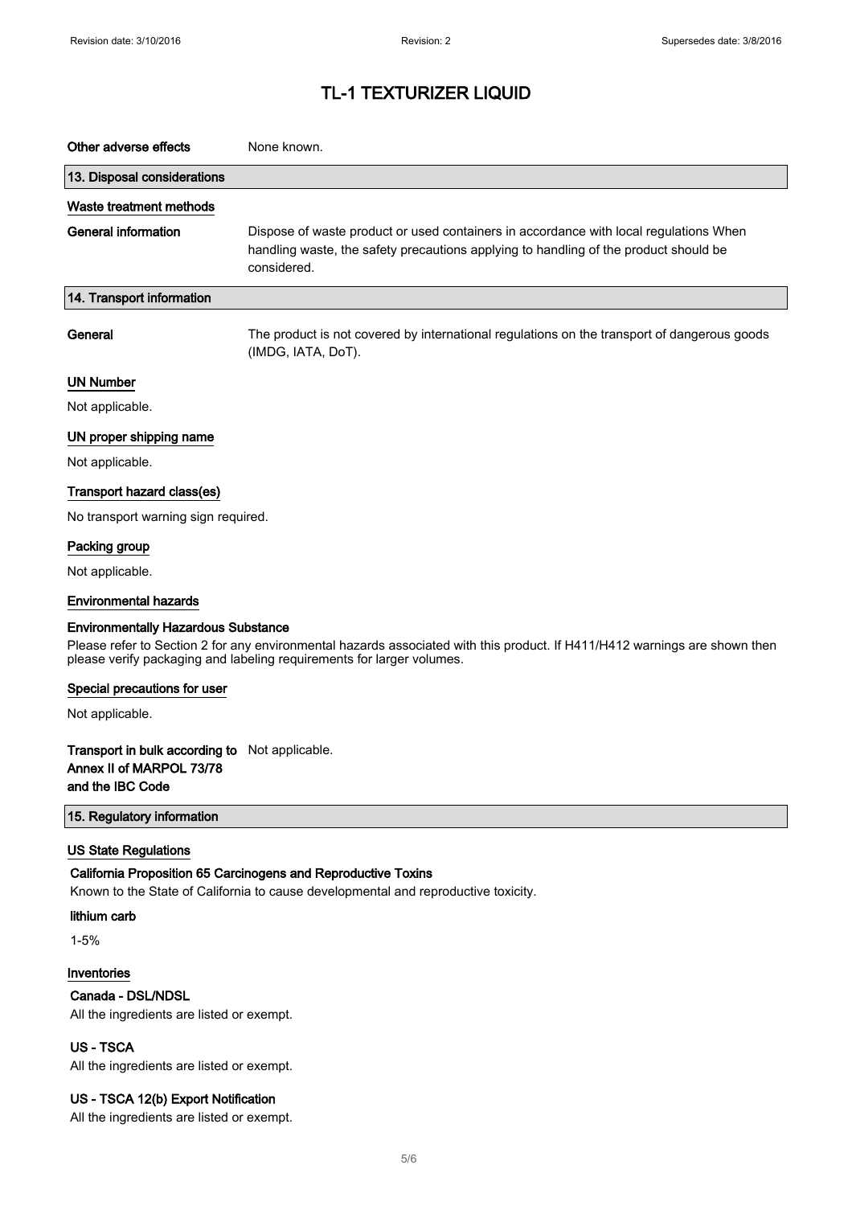# TL-1 TEXTURIZER LIQUID

**Other adverse effects** None known.

## 13. Disposal considerations

### Waste treatment methods

**General information** Dispose of waste product or used containers in accordance with local regulations When handling waste, the safety precautions applying to handling of the product should be considered.

## 14. Transport information

**General** The product is not covered by international regulations on the transport of dangerous goods (IMDG, IATA, DoT).

### UN Number

Not applicable.

### UN proper shipping name

Not applicable.

### Transport hazard class(es)

No transport warning sign required.

### Packing group

Not applicable.

### Environmental hazards

**Environmentally Hazardous Substance**

Please refer to Section 2 for any environmental hazards associated with this product. If H411/H412 warnings are shown then please verify packaging and labeling requirements for larger volumes.

### Special precautions for user

Not applicable.

**Transport in bulk according to Annex II of MARPOL 73/78 and the IBC Code** Not applicable.

## 15. Regulatory information

### US State Regulations

**California Proposition 65 Carcinogens and Reproductive Toxins**

Known to the State of California to cause developmental and reproductive toxicity.

**lithium carb**

1-5%

### Inventories

**Canada - DSL/NDSL**

All the ingredients are listed or exempt.

**US - TSCA**

All the ingredients are listed or exempt.

**US - TSCA 12(b) Export Notification**

All the ingredients are listed or exempt.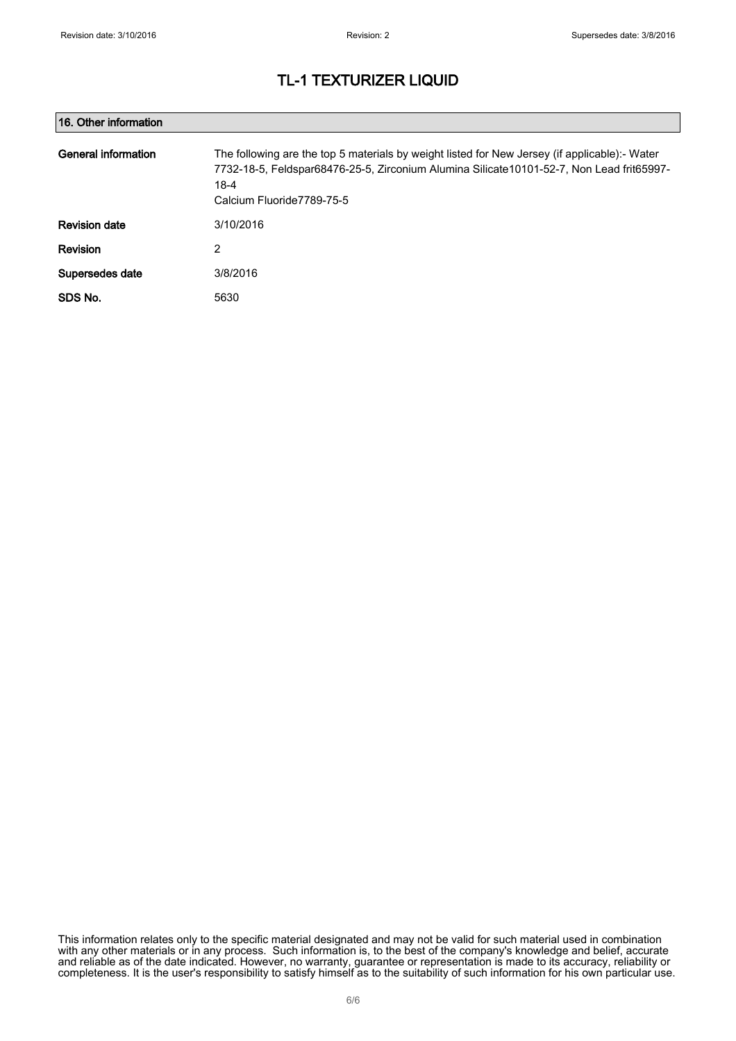# TL-1 TEXTURIZER LIQUID

## 16. Other information

| | |
|---|---|
| **General information** | The following are the top 5 materials by weight listed for New Jersey (if applicable):- Water 7732-18-5, Feldspar68476-25-5, Zirconium Alumina Silicate10101-52-7, Non Lead frit65997-18-4<br>Calcium Fluoride7789-75-5 |
| **Revision date** | 3/10/2016 |
| **Revision** | 2 |
| **Supersedes date** | 3/8/2016 |
| **SDS No.** | 5630 |

This information relates only to the specific material designated and may not be valid for such material used in combination with any other materials or in any process. Such information is, to the best of the company's knowledge and belief, accurate and reliable as of the date indicated. However, no warranty, guarantee or representation is made to its accuracy, reliability or completeness. It is the user's responsibility to satisfy himself as to the suitability of such information for his own particular use.